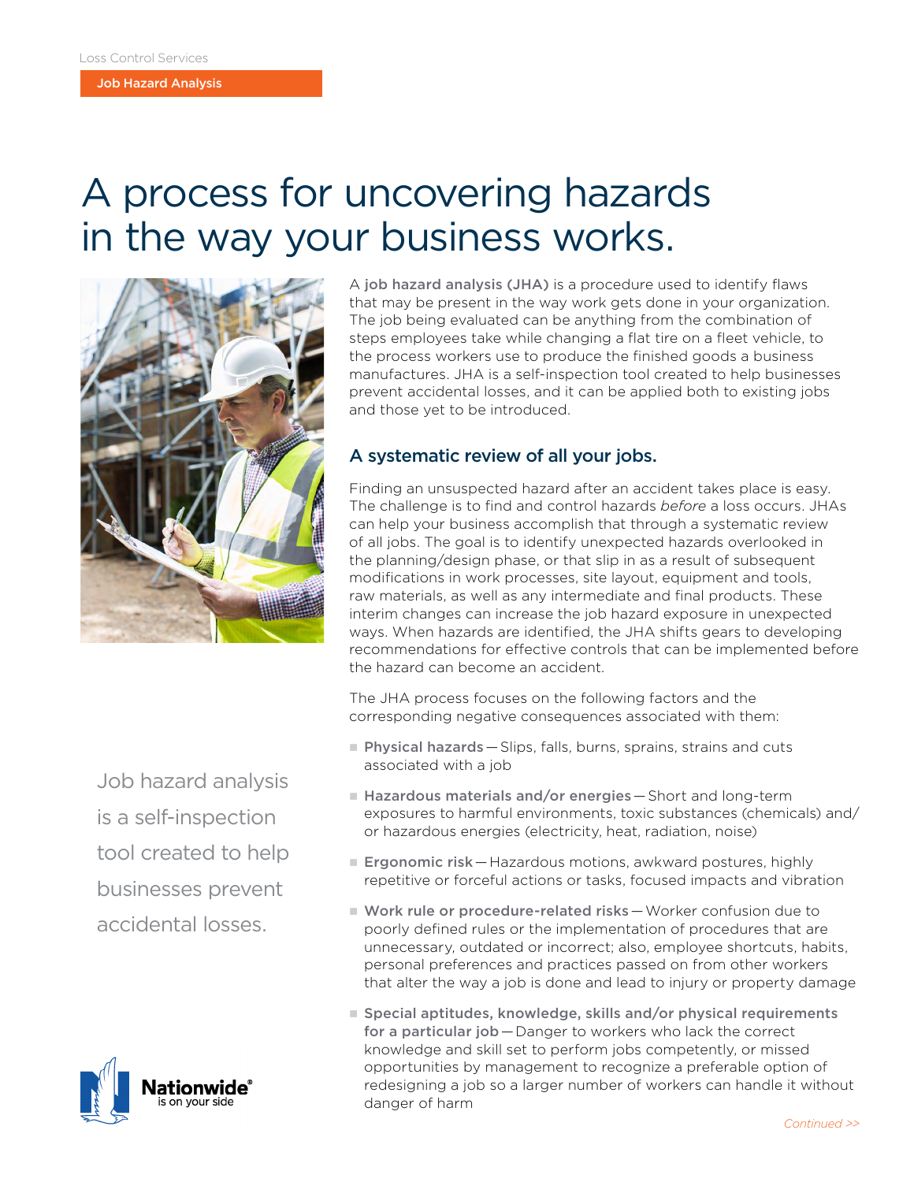Loss Control Services

Job Hazard Analysis

# A process for uncovering hazards in the way your business works.

A **job hazard analysis (JHA)** is a procedure used to identify flaws that may be present in the way work gets done in your organization. The job being evaluated can be anything from the combination of steps employees take while changing a flat tire on a fleet vehicle, to the process workers use to produce the finished goods a business manufactures. JHA is a self-inspection tool created to help businesses prevent accidental losses, and it can be applied both to existing jobs and those yet to be introduced.

## A systematic review of all your jobs.

Finding an unsuspected hazard after an accident takes place is easy. The challenge is to find and control hazards *before* a loss occurs. JHAs can help your business accomplish that through a systematic review of all jobs. The goal is to identify unexpected hazards overlooked in the planning/design phase, or that slip in as a result of subsequent modifications in work processes, site layout, equipment and tools, raw materials, as well as any intermediate and final products. These interim changes can increase the job hazard exposure in unexpected ways. When hazards are identified, the JHA shifts gears to developing recommendations for effective controls that can be implemented before the hazard can become an accident.

The JHA process focuses on the following factors and the corresponding negative consequences associated with them:

- **Physical hazards** — Slips, falls, burns, sprains, strains and cuts associated with a job
- **Hazardous materials and/or energies** — Short and long-term exposures to harmful environments, toxic substances (chemicals) and/or hazardous energies (electricity, heat, radiation, noise)
- **Ergonomic risk** — Hazardous motions, awkward postures, highly repetitive or forceful actions or tasks, focused impacts and vibration
- **Work rule or procedure-related risks** — Worker confusion due to poorly defined rules or the implementation of procedures that are unnecessary, outdated or incorrect; also, employee shortcuts, habits, personal preferences and practices passed on from other workers that alter the way a job is done and lead to injury or property damage
- **Special aptitudes, knowledge, skills and/or physical requirements for a particular job** — Danger to workers who lack the correct knowledge and skill set to perform jobs competently, or missed opportunities by management to recognize a preferable option of redesigning a job so a larger number of workers can handle it without danger of harm

Job hazard analysis is a self-inspection tool created to help businesses prevent accidental losses.

Nationwide® is on your side

*Continued >>*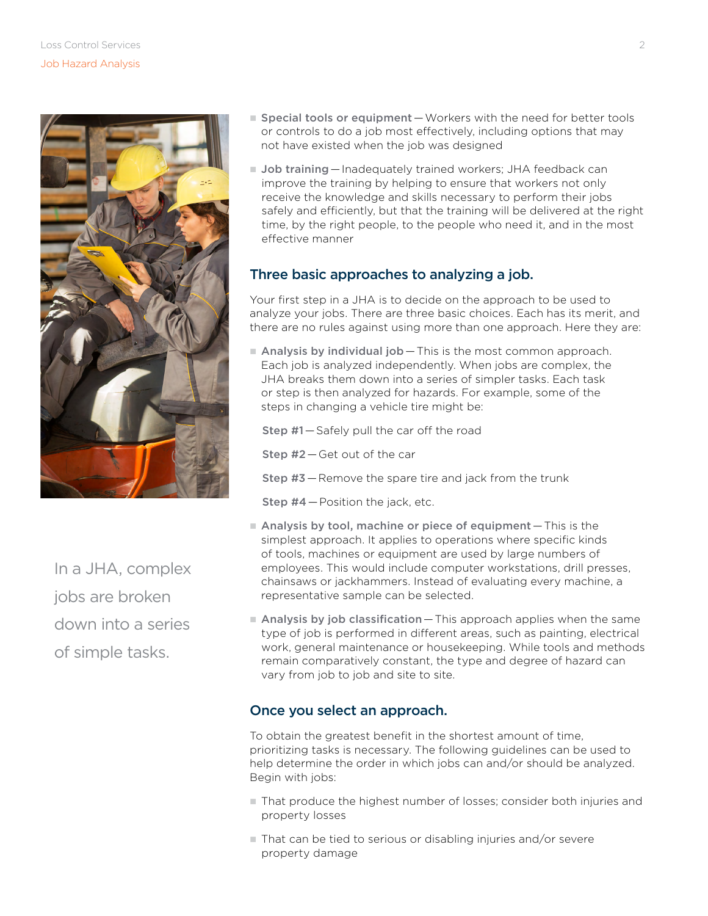- **Special tools or equipment** — Workers with the need for better tools or controls to do a job most effectively, including options that may not have existed when the job was designed
- **Job training** — Inadequately trained workers; JHA feedback can improve the training by helping to ensure that workers not only receive the knowledge and skills necessary to perform their jobs safely and efficiently, but that the training will be delivered at the right time, by the right people, to the people who need it, and in the most effective manner

In a JHA, complex jobs are broken down into a series of simple tasks.

## Three basic approaches to analyzing a job.

Your first step in a JHA is to decide on the approach to be used to analyze your jobs. There are three basic choices. Each has its merit, and there are no rules against using more than one approach. Here they are:

- **Analysis by individual job** — This is the most common approach. Each job is analyzed independently. When jobs are complex, the JHA breaks them down into a series of simpler tasks. Each task or step is then analyzed for hazards. For example, some of the steps in changing a vehicle tire might be:

  **Step #1** — Safely pull the car off the road

  **Step #2** — Get out of the car

  **Step #3** — Remove the spare tire and jack from the trunk

  **Step #4** — Position the jack, etc.

- **Analysis by tool, machine or piece of equipment** — This is the simplest approach. It applies to operations where specific kinds of tools, machines or equipment are used by large numbers of employees. This would include computer workstations, drill presses, chainsaws or jackhammers. Instead of evaluating every machine, a representative sample can be selected.
- **Analysis by job classification** — This approach applies when the same type of job is performed in different areas, such as painting, electrical work, general maintenance or housekeeping. While tools and methods remain comparatively constant, the type and degree of hazard can vary from job to job and site to site.

## Once you select an approach.

To obtain the greatest benefit in the shortest amount of time, prioritizing tasks is necessary. The following guidelines can be used to help determine the order in which jobs can and/or should be analyzed. Begin with jobs:

- That produce the highest number of losses; consider both injuries and property losses
- That can be tied to serious or disabling injuries and/or severe property damage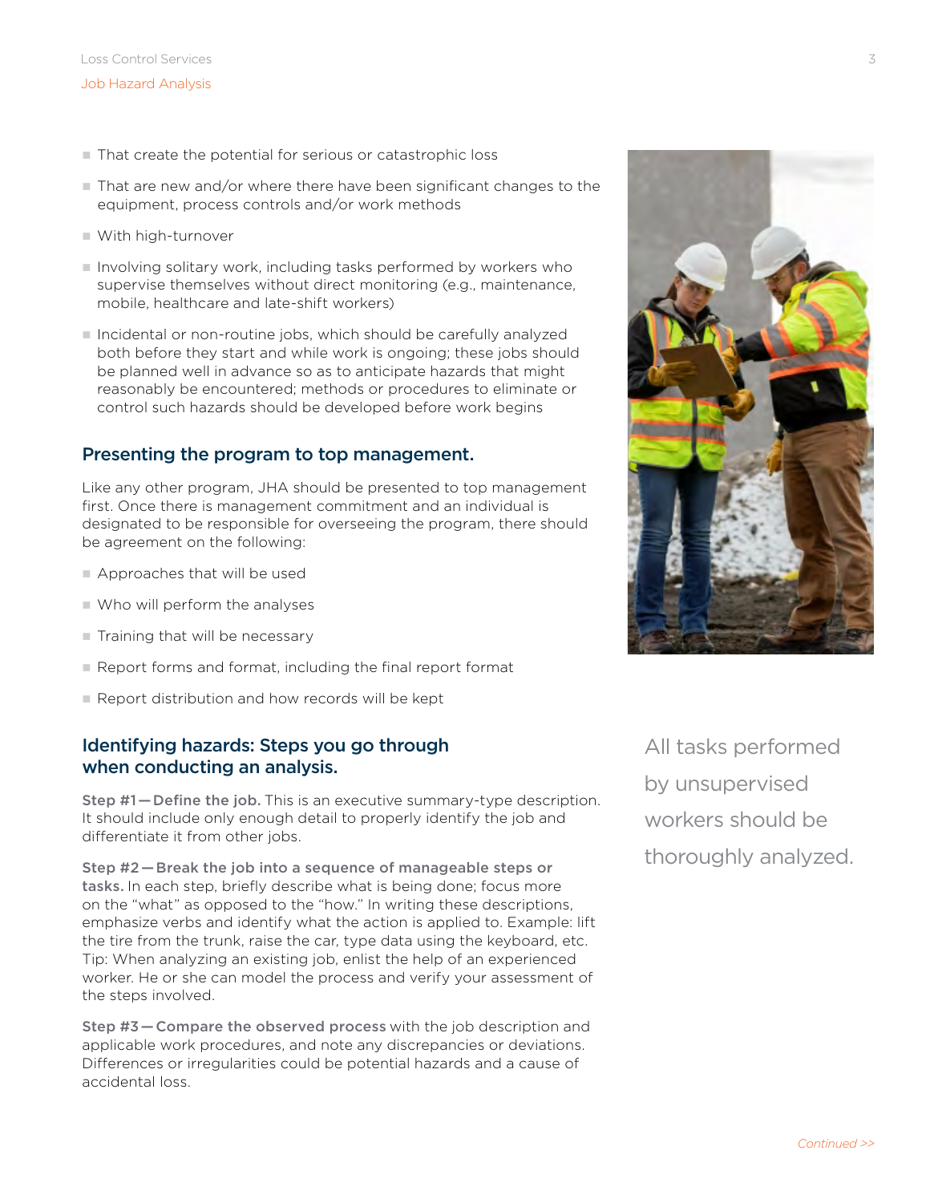- That create the potential for serious or catastrophic loss
- That are new and/or where there have been significant changes to the equipment, process controls and/or work methods
- With high-turnover
- Involving solitary work, including tasks performed by workers who supervise themselves without direct monitoring (e.g., maintenance, mobile, healthcare and late-shift workers)
- Incidental or non-routine jobs, which should be carefully analyzed both before they start and while work is ongoing; these jobs should be planned well in advance so as to anticipate hazards that might reasonably be encountered; methods or procedures to eliminate or control such hazards should be developed before work begins

## Presenting the program to top management.

Like any other program, JHA should be presented to top management first. Once there is management commitment and an individual is designated to be responsible for overseeing the program, there should be agreement on the following:

- Approaches that will be used
- Who will perform the analyses
- Training that will be necessary
- Report forms and format, including the final report format
- Report distribution and how records will be kept

## Identifying hazards: Steps you go through when conducting an analysis.

**Step #1 — Define the job.** This is an executive summary-type description. It should include only enough detail to properly identify the job and differentiate it from other jobs.

**Step #2 — Break the job into a sequence of manageable steps or tasks.** In each step, briefly describe what is being done; focus more on the "what" as opposed to the "how." In writing these descriptions, emphasize verbs and identify what the action is applied to. Example: lift the tire from the trunk, raise the car, type data using the keyboard, etc. Tip: When analyzing an existing job, enlist the help of an experienced worker. He or she can model the process and verify your assessment of the steps involved.

**Step #3 — Compare the observed process** with the job description and applicable work procedures, and note any discrepancies or deviations. Differences or irregularities could be potential hazards and a cause of accidental loss.

All tasks performed by unsupervised workers should be thoroughly analyzed.

*Continued >>*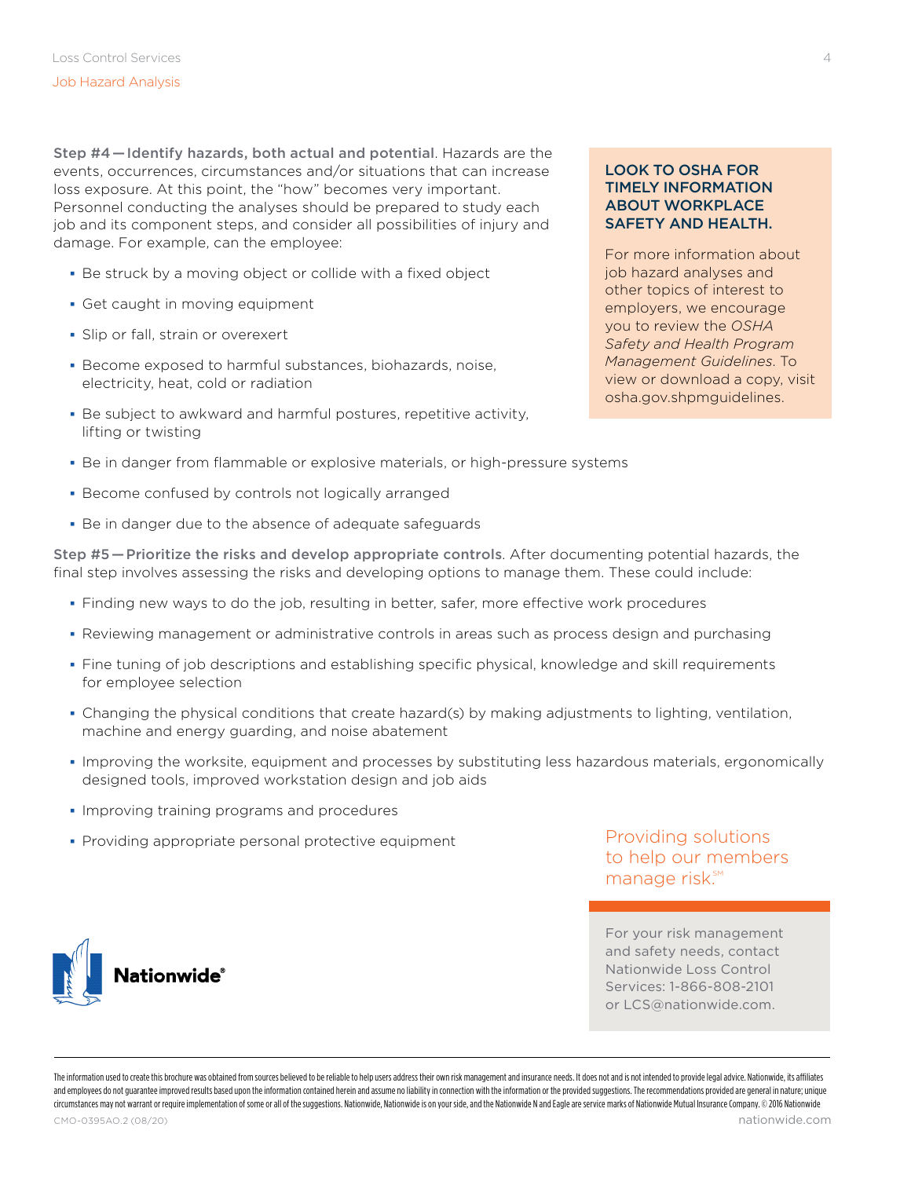**Step #4 — Identify hazards, both actual and potential**. Hazards are the events, occurrences, circumstances and/or situations that can increase loss exposure. At this point, the "how" becomes very important. Personnel conducting the analyses should be prepared to study each job and its component steps, and consider all possibilities of injury and damage. For example, can the employee:

- Be struck by a moving object or collide with a fixed object
- Get caught in moving equipment
- Slip or fall, strain or overexert
- Become exposed to harmful substances, biohazards, noise, electricity, heat, cold or radiation
- Be subject to awkward and harmful postures, repetitive activity, lifting or twisting
- Be in danger from flammable or explosive materials, or high-pressure systems
- Become confused by controls not logically arranged
- Be in danger due to the absence of adequate safeguards

**LOOK TO OSHA FOR TIMELY INFORMATION ABOUT WORKPLACE SAFETY AND HEALTH.**

For more information about job hazard analyses and other topics of interest to employers, we encourage you to review the *OSHA Safety and Health Program Management Guidelines*. To view or download a copy, visit osha.gov.shpmguidelines.

**Step #5 — Prioritize the risks and develop appropriate controls**. After documenting potential hazards, the final step involves assessing the risks and developing options to manage them. These could include:

- Finding new ways to do the job, resulting in better, safer, more effective work procedures
- Reviewing management or administrative controls in areas such as process design and purchasing
- Fine tuning of job descriptions and establishing specific physical, knowledge and skill requirements for employee selection
- Changing the physical conditions that create hazard(s) by making adjustments to lighting, ventilation, machine and energy guarding, and noise abatement
- Improving the worksite, equipment and processes by substituting less hazardous materials, ergonomically designed tools, improved workstation design and job aids
- Improving training programs and procedures
- Providing appropriate personal protective equipment

Providing solutions to help our members manage risk.℠

For your risk management and safety needs, contact Nationwide Loss Control Services: 1-866-808-2101 or LCS@nationwide.com.

Nationwide®

The information used to create this brochure was obtained from sources believed to be reliable to help users address their own risk management and insurance needs. It does not and is not intended to provide legal advice. Nationwide, its affiliates and employees do not guarantee improved results based upon the information contained herein and assume no liability in connection with the information or the provided suggestions. The recommendations provided are general in nature; unique circumstances may not warrant or require implementation of some or all of the suggestions. Nationwide, Nationwide is on your side, and the Nationwide N and Eagle are service marks of Nationwide Mutual Insurance Company. © 2016 Nationwide

CMO-0395AO.2 (08/20)

nationwide.com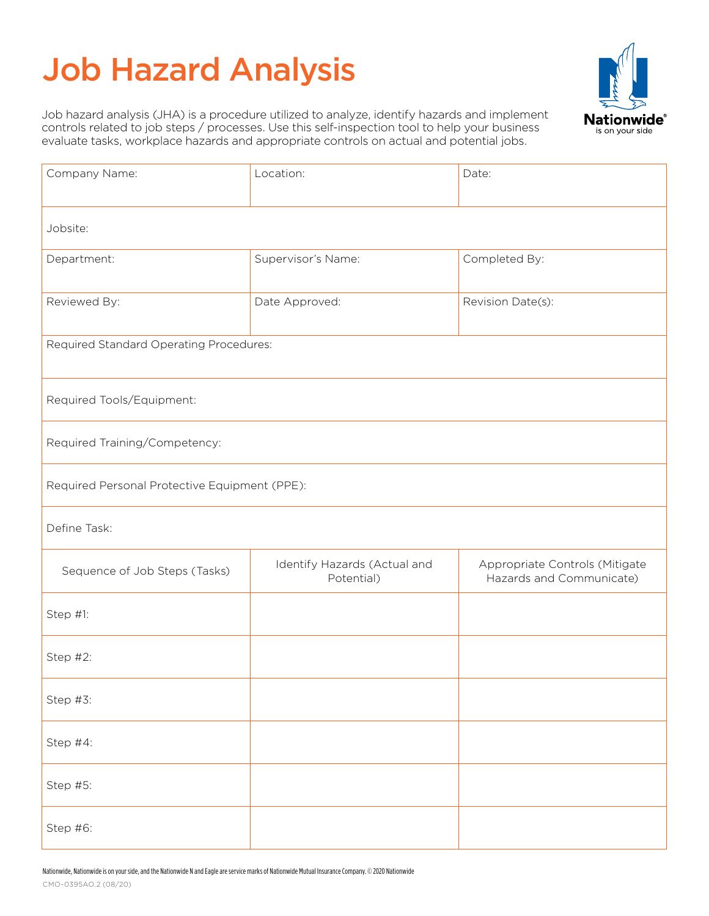# Job Hazard Analysis

Job hazard analysis (JHA) is a procedure utilized to analyze, identify hazards and implement controls related to job steps / processes. Use this self-inspection tool to help your business evaluate tasks, workplace hazards and appropriate controls on actual and potential jobs.

| | | |
|---|---|---|
| Company Name: | Location: | Date: |
| Jobsite: | | |
| Department: | Supervisor's Name: | Completed By: |
| Reviewed By: | Date Approved: | Revision Date(s): |
| Required Standard Operating Procedures: | | |
| Required Tools/Equipment: | | |
| Required Training/Competency: | | |
| Required Personal Protective Equipment (PPE): | | |
| Define Task: | | |
| Sequence of Job Steps (Tasks) | Identify Hazards (Actual and Potential) | Appropriate Controls (Mitigate Hazards and Communicate) |
| Step #1: | | |
| Step #2: | | |
| Step #3: | | |
| Step #4: | | |
| Step #5: | | |
| Step #6: | | |

Nationwide, Nationwide is on your side, and the Nationwide N and Eagle are service marks of Nationwide Mutual Insurance Company. © 2020 Nationwide

CMO-0395AO.2 (08/20)